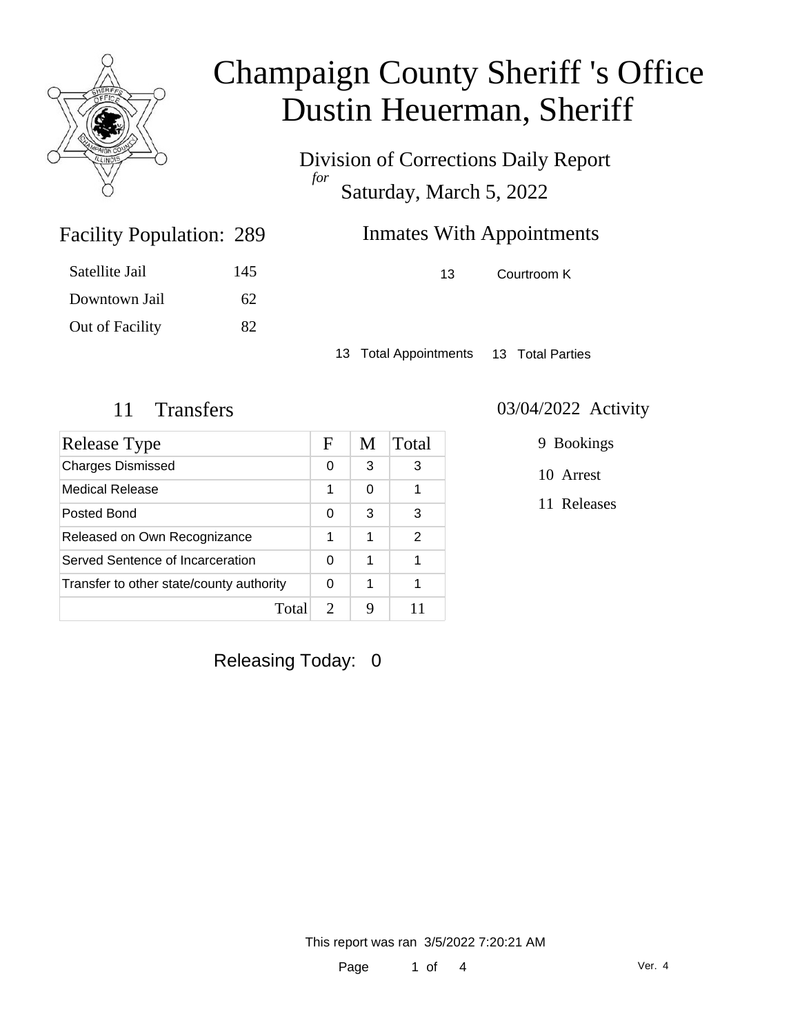# Champaign County Sheriff 's Office
# Dustin Heuerman, Sheriff

Division of Corrections Daily Report
*for*
Saturday, March 5, 2022

## Facility Population: 289

| | |
|---|---|
| Satellite Jail | 145 |
| Downtown Jail | 62 |
| Out of Facility | 82 |

## Inmates With Appointments

| | |
|---|---|
| 13 | Courtroom K |

13 Total Appointments 13 Total Parties

## 11 Transfers

| Release Type | F | M | Total |
|---|---|---|---|
| Charges Dismissed | 0 | 3 | 3 |
| Medical Release | 1 | 0 | 1 |
| Posted Bond | 0 | 3 | 3 |
| Released on Own Recognizance | 1 | 1 | 2 |
| Served Sentence of Incarceration | 0 | 1 | 1 |
| Transfer to other state/county authority | 0 | 1 | 1 |
| Total | 2 | 9 | 11 |

## 03/04/2022 Activity

9 Bookings

10 Arrest

11 Releases

Releasing Today: 0

This report was ran 3/5/2022 7:20:21 AM

Ver. 4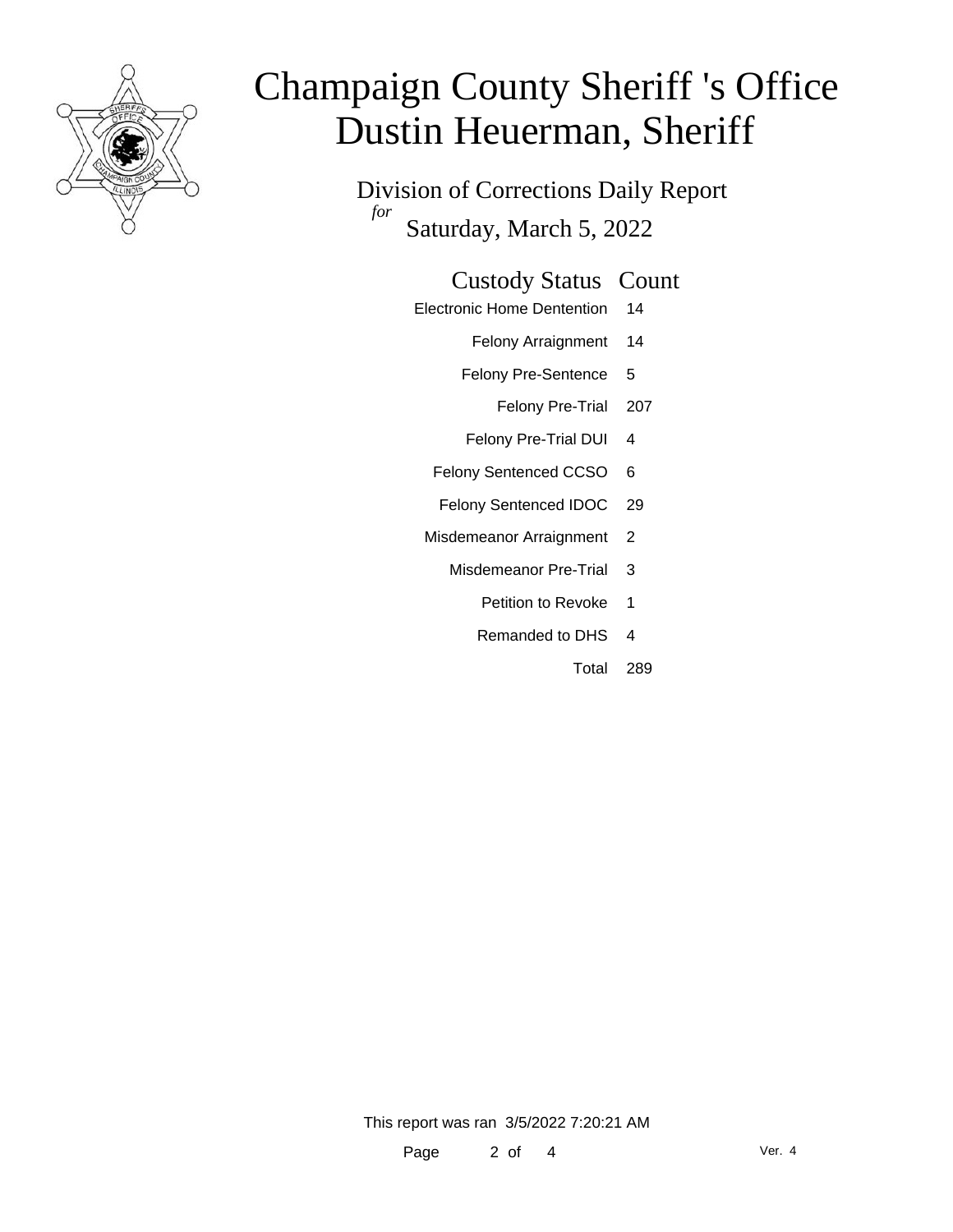# Champaign County Sheriff 's Office
# Dustin Heuerman, Sheriff

Division of Corrections Daily Report

*for*

Saturday, March 5, 2022

| Custody Status | Count |
|---|---|
| Electronic Home Dentention | 14 |
| Felony Arraignment | 14 |
| Felony Pre-Sentence | 5 |
| Felony Pre-Trial | 207 |
| Felony Pre-Trial DUI | 4 |
| Felony Sentenced CCSO | 6 |
| Felony Sentenced IDOC | 29 |
| Misdemeanor Arraignment | 2 |
| Misdemeanor Pre-Trial | 3 |
| Petition to Revoke | 1 |
| Remanded to DHS | 4 |
| Total | 289 |

This report was ran 3/5/2022 7:20:21 AM

Ver. 4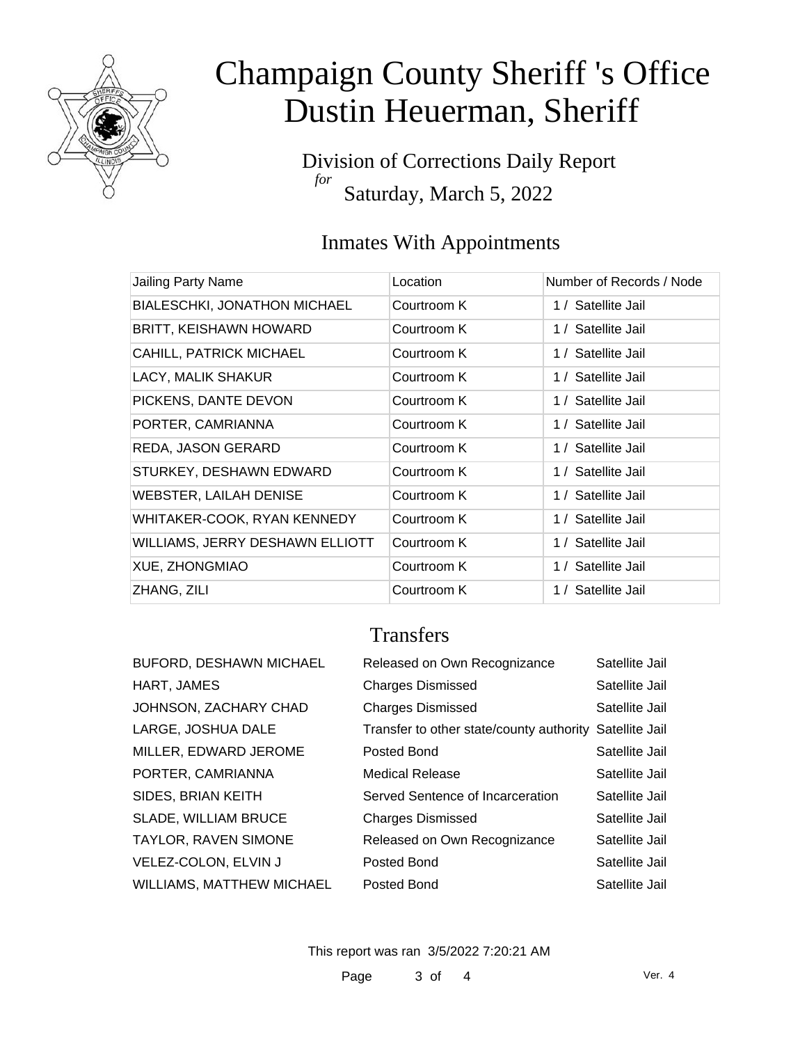# Champaign County Sheriff 's Office
# Dustin Heuerman, Sheriff

Division of Corrections Daily Report
*for*
Saturday, March 5, 2022

## Inmates With Appointments

| Jailing Party Name | Location | Number of Records / Node |
|---|---|---|
| BIALESCHKI, JONATHON MICHAEL | Courtroom K | 1 / Satellite Jail |
| BRITT, KEISHAWN HOWARD | Courtroom K | 1 / Satellite Jail |
| CAHILL, PATRICK MICHAEL | Courtroom K | 1 / Satellite Jail |
| LACY, MALIK SHAKUR | Courtroom K | 1 / Satellite Jail |
| PICKENS, DANTE DEVON | Courtroom K | 1 / Satellite Jail |
| PORTER, CAMRIANNA | Courtroom K | 1 / Satellite Jail |
| REDA, JASON GERARD | Courtroom K | 1 / Satellite Jail |
| STURKEY, DESHAWN EDWARD | Courtroom K | 1 / Satellite Jail |
| WEBSTER, LAILAH DENISE | Courtroom K | 1 / Satellite Jail |
| WHITAKER-COOK, RYAN KENNEDY | Courtroom K | 1 / Satellite Jail |
| WILLIAMS, JERRY DESHAWN ELLIOTT | Courtroom K | 1 / Satellite Jail |
| XUE, ZHONGMIAO | Courtroom K | 1 / Satellite Jail |
| ZHANG, ZILI | Courtroom K | 1 / Satellite Jail |

## Transfers

| | | |
|---|---|---|
| BUFORD, DESHAWN MICHAEL | Released on Own Recognizance | Satellite Jail |
| HART, JAMES | Charges Dismissed | Satellite Jail |
| JOHNSON, ZACHARY CHAD | Charges Dismissed | Satellite Jail |
| LARGE, JOSHUA DALE | Transfer to other state/county authority | Satellite Jail |
| MILLER, EDWARD JEROME | Posted Bond | Satellite Jail |
| PORTER, CAMRIANNA | Medical Release | Satellite Jail |
| SIDES, BRIAN KEITH | Served Sentence of Incarceration | Satellite Jail |
| SLADE, WILLIAM BRUCE | Charges Dismissed | Satellite Jail |
| TAYLOR, RAVEN SIMONE | Released on Own Recognizance | Satellite Jail |
| VELEZ-COLON, ELVIN J | Posted Bond | Satellite Jail |
| WILLIAMS, MATTHEW MICHAEL | Posted Bond | Satellite Jail |

This report was ran 3/5/2022 7:20:21 AM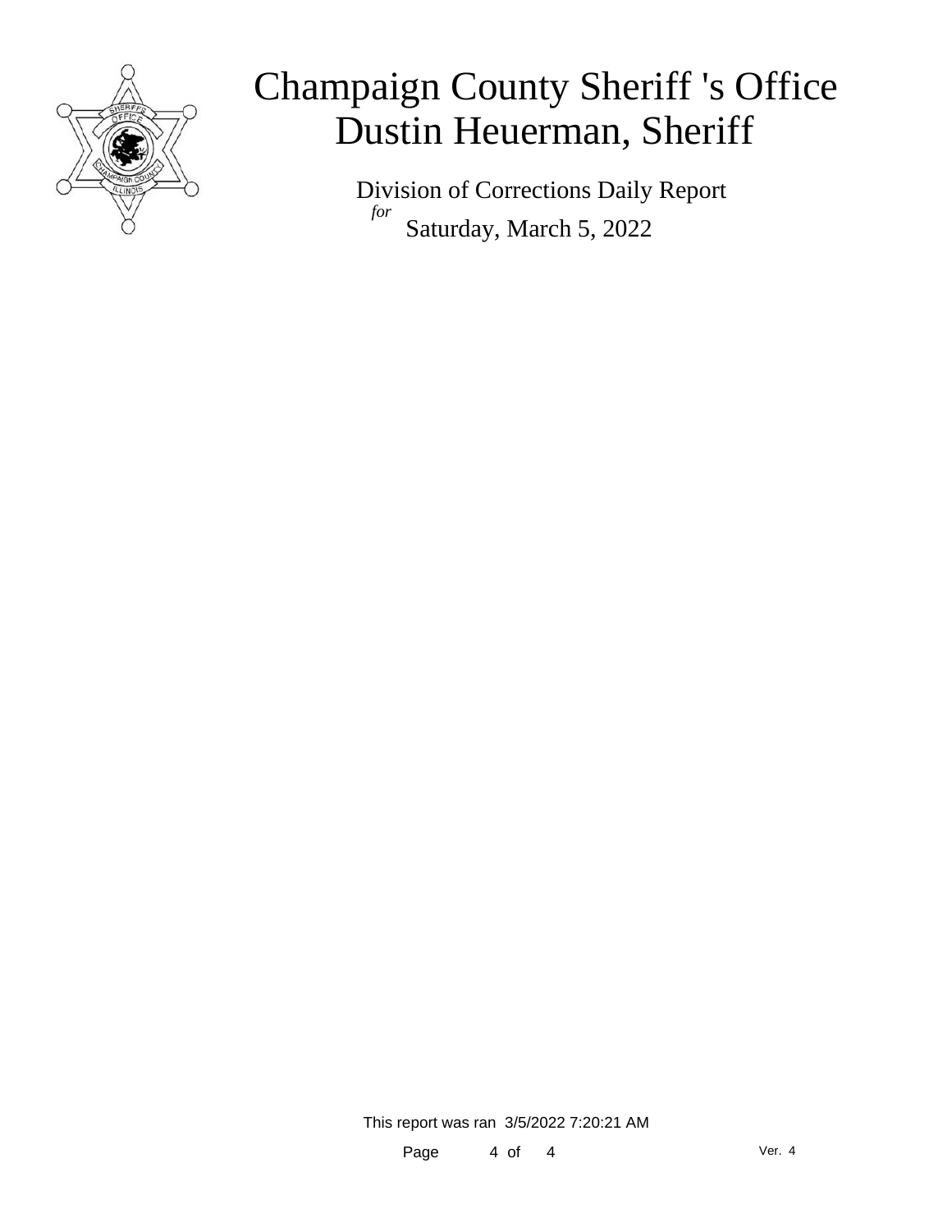# Champaign County Sheriff 's Office
# Dustin Heuerman, Sheriff

Division of Corrections Daily Report

*for* Saturday, March 5, 2022

This report was ran 3/5/2022 7:20:21 AM